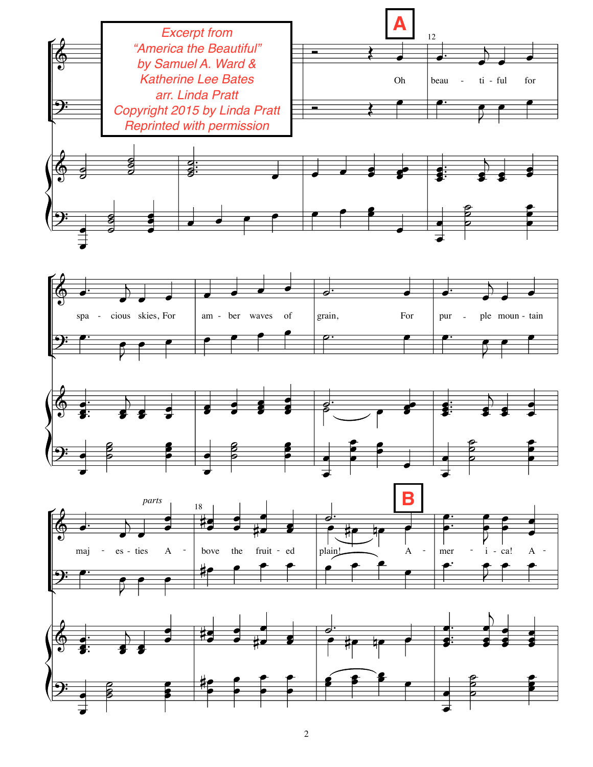Excerpt from
"America the Beautiful"
by Samuel A. Ward &
Katherine Lee Bates
arr. Linda Pratt
Copyright 2015 by Linda Pratt
Reprinted with permission

A

12

Oh beau - ti - ful for

spa - cious skies, For am - ber waves of grain, For pur - ple moun - tain

*parts*

18

maj - es - ties A - bove the fruit - ed plain! A - mer - i - ca! A -

B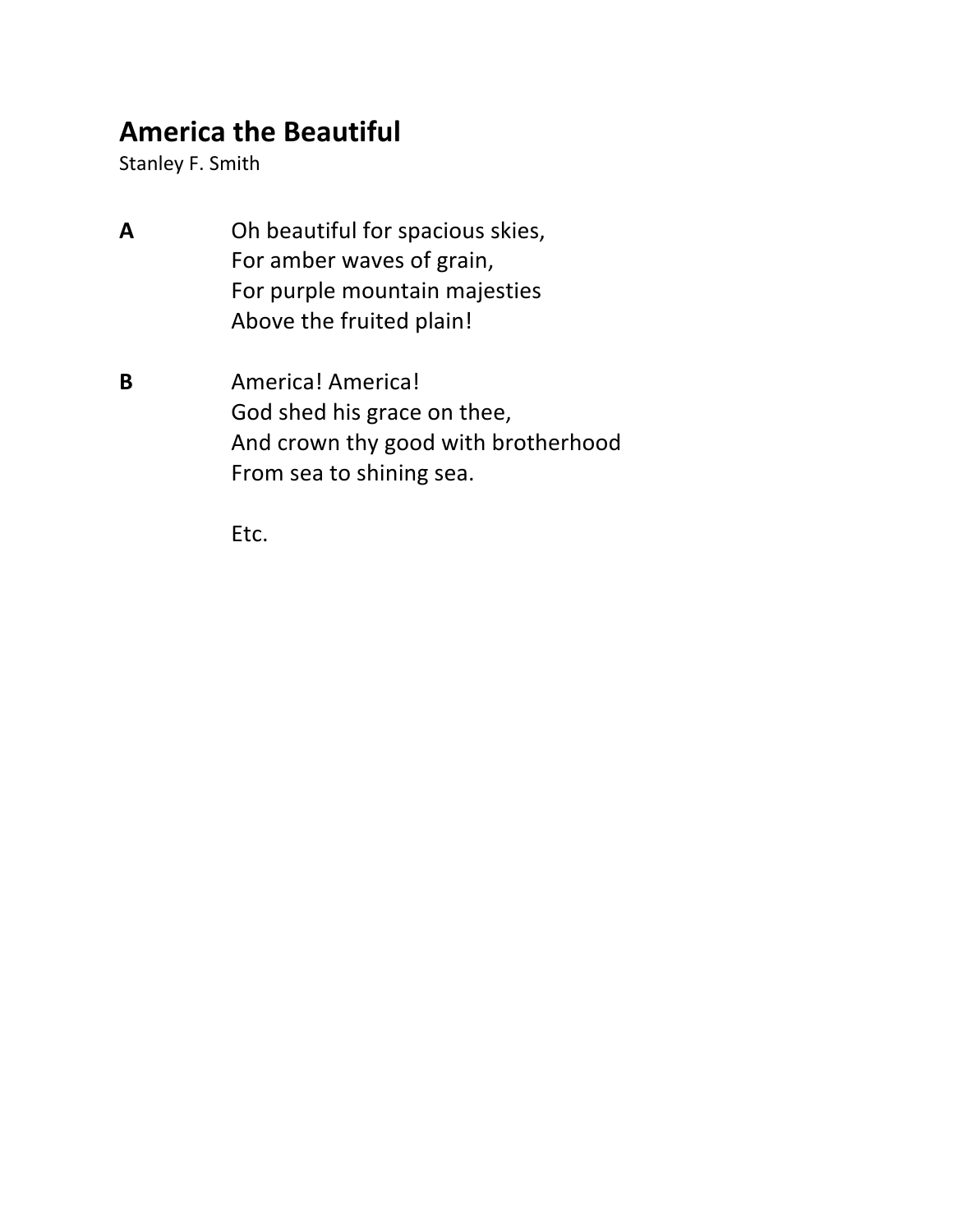## America the Beautiful

Stanley F. Smith

**A**

Oh beautiful for spacious skies,
For amber waves of grain,
For purple mountain majesties
Above the fruited plain!

**B**

America! America!
God shed his grace on thee,
And crown thy good with brotherhood
From sea to shining sea.

Etc.